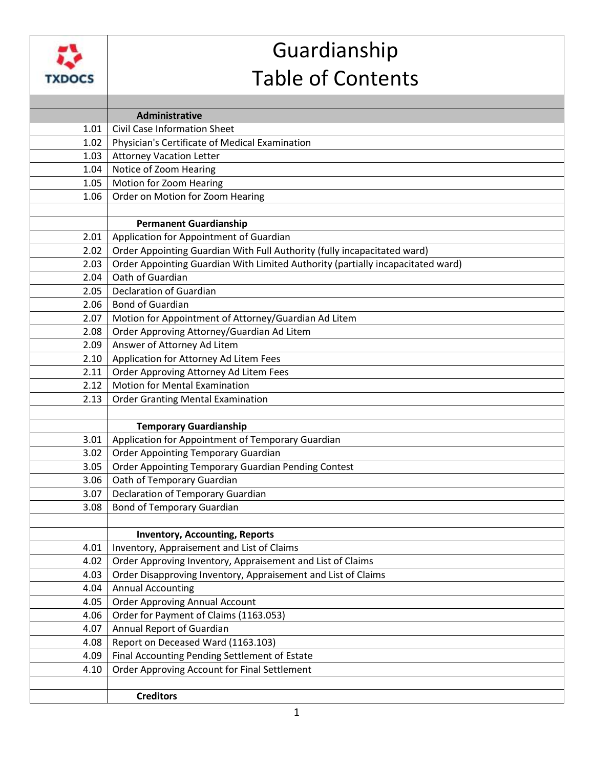# Guardianship Table of Contents

| | |
|---|---|
| | **Administrative** |
| 1.01 | Civil Case Information Sheet |
| 1.02 | Physician's Certificate of Medical Examination |
| 1.03 | Attorney Vacation Letter |
| 1.04 | Notice of Zoom Hearing |
| 1.05 | Motion for Zoom Hearing |
| 1.06 | Order on Motion for Zoom Hearing |
| | |
| | **Permanent Guardianship** |
| 2.01 | Application for Appointment of Guardian |
| 2.02 | Order Appointing Guardian With Full Authority (fully incapacitated ward) |
| 2.03 | Order Appointing Guardian With Limited Authority (partially incapacitated ward) |
| 2.04 | Oath of Guardian |
| 2.05 | Declaration of Guardian |
| 2.06 | Bond of Guardian |
| 2.07 | Motion for Appointment of Attorney/Guardian Ad Litem |
| 2.08 | Order Approving Attorney/Guardian Ad Litem |
| 2.09 | Answer of Attorney Ad Litem |
| 2.10 | Application for Attorney Ad Litem Fees |
| 2.11 | Order Approving Attorney Ad Litem Fees |
| 2.12 | Motion for Mental Examination |
| 2.13 | Order Granting Mental Examination |
| | |
| | **Temporary Guardianship** |
| 3.01 | Application for Appointment of Temporary Guardian |
| 3.02 | Order Appointing Temporary Guardian |
| 3.05 | Order Appointing Temporary Guardian Pending Contest |
| 3.06 | Oath of Temporary Guardian |
| 3.07 | Declaration of Temporary Guardian |
| 3.08 | Bond of Temporary Guardian |
| | |
| | **Inventory, Accounting, Reports** |
| 4.01 | Inventory, Appraisement and List of Claims |
| 4.02 | Order Approving Inventory, Appraisement and List of Claims |
| 4.03 | Order Disapproving Inventory, Appraisement and List of Claims |
| 4.04 | Annual Accounting |
| 4.05 | Order Approving Annual Account |
| 4.06 | Order for Payment of Claims (1163.053) |
| 4.07 | Annual Report of Guardian |
| 4.08 | Report on Deceased Ward (1163.103) |
| 4.09 | Final Accounting Pending Settlement of Estate |
| 4.10 | Order Approving Account for Final Settlement |
| | |
| | **Creditors** |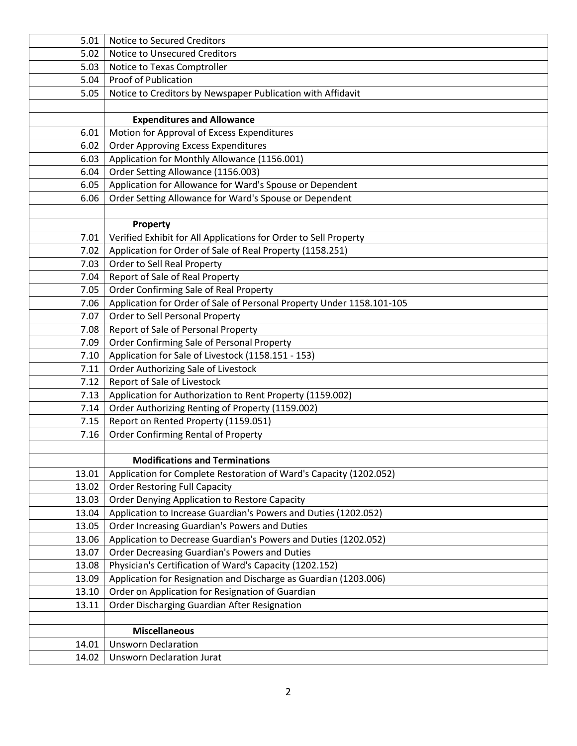| | |
|---|---|
| 5.01 | Notice to Secured Creditors |
| 5.02 | Notice to Unsecured Creditors |
| 5.03 | Notice to Texas Comptroller |
| 5.04 | Proof of Publication |
| 5.05 | Notice to Creditors by Newspaper Publication with Affidavit |
| | |
| | **Expenditures and Allowance** |
| 6.01 | Motion for Approval of Excess Expenditures |
| 6.02 | Order Approving Excess Expenditures |
| 6.03 | Application for Monthly Allowance (1156.001) |
| 6.04 | Order Setting Allowance (1156.003) |
| 6.05 | Application for Allowance for Ward's Spouse or Dependent |
| 6.06 | Order Setting Allowance for Ward's Spouse or Dependent |
| | |
| | **Property** |
| 7.01 | Verified Exhibit for All Applications for Order to Sell Property |
| 7.02 | Application for Order of Sale of Real Property (1158.251) |
| 7.03 | Order to Sell Real Property |
| 7.04 | Report of Sale of Real Property |
| 7.05 | Order Confirming Sale of Real Property |
| 7.06 | Application for Order of Sale of Personal Property Under 1158.101-105 |
| 7.07 | Order to Sell Personal Property |
| 7.08 | Report of Sale of Personal Property |
| 7.09 | Order Confirming Sale of Personal Property |
| 7.10 | Application for Sale of Livestock (1158.151 - 153) |
| 7.11 | Order Authorizing Sale of Livestock |
| 7.12 | Report of Sale of Livestock |
| 7.13 | Application for Authorization to Rent Property (1159.002) |
| 7.14 | Order Authorizing Renting of Property (1159.002) |
| 7.15 | Report on Rented Property (1159.051) |
| 7.16 | Order Confirming Rental of Property |
| | |
| | **Modifications and Terminations** |
| 13.01 | Application for Complete Restoration of Ward's Capacity (1202.052) |
| 13.02 | Order Restoring Full Capacity |
| 13.03 | Order Denying Application to Restore Capacity |
| 13.04 | Application to Increase Guardian's Powers and Duties (1202.052) |
| 13.05 | Order Increasing Guardian's Powers and Duties |
| 13.06 | Application to Decrease Guardian's Powers and Duties (1202.052) |
| 13.07 | Order Decreasing Guardian's Powers and Duties |
| 13.08 | Physician's Certification of Ward's Capacity (1202.152) |
| 13.09 | Application for Resignation and Discharge as Guardian (1203.006) |
| 13.10 | Order on Application for Resignation of Guardian |
| 13.11 | Order Discharging Guardian After Resignation |
| | |
| | **Miscellaneous** |
| 14.01 | Unsworn Declaration |
| 14.02 | Unsworn Declaration Jurat |